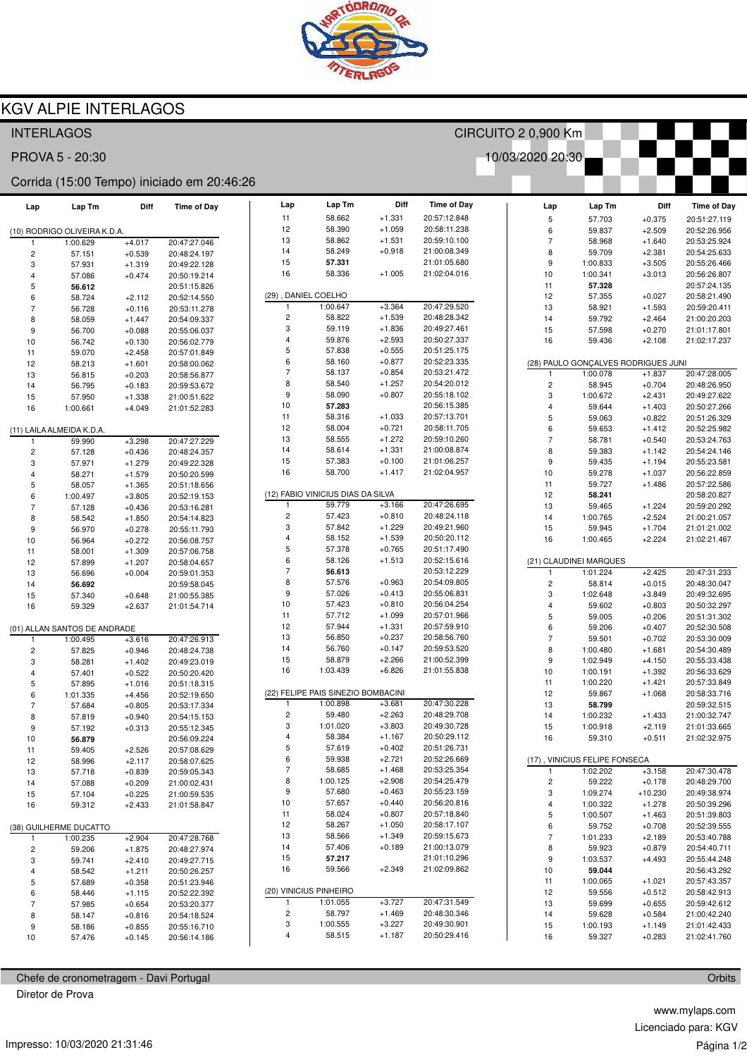# KGV ALPIE INTERLAGOS

INTERLAGOS — CIRCUITO 2 0,900 Km

PROVA 5 - 20:30 — 10/03/2020 20:30

Corrida (15:00 Tempo) iniciado em 20:46:26

### (10) RODRIGO OLIVEIRA K.D.A.

| Lap | Lap Tm | Diff | Time of Day |
|---|---|---|---|
| 1 | 1:00.629 | +4.017 | 20:47:27.046 |
| 2 | 57.151 | +0.539 | 20:48:24.197 |
| 3 | 57.931 | +1.319 | 20:49:22.128 |
| 4 | 57.086 | +0.474 | 20:50:19.214 |
| 5 | **56.612** | | 20:51:15.826 |
| 6 | 58.724 | +2.112 | 20:52:14.550 |
| 7 | 56.728 | +0.116 | 20:53:11.278 |
| 8 | 58.059 | +1.447 | 20:54:09.337 |
| 9 | 56.700 | +0.088 | 20:55:06.037 |
| 10 | 56.742 | +0.130 | 20:56:02.779 |
| 11 | 59.070 | +2.458 | 20:57:01.849 |
| 12 | 58.213 | +1.601 | 20:58:00.062 |
| 13 | 56.815 | +0.203 | 20:58:56.877 |
| 14 | 56.795 | +0.183 | 20:59:53.672 |
| 15 | 57.950 | +1.338 | 21:00:51.622 |
| 16 | 1:00.661 | +4.049 | 21:01:52.283 |

### (11) LAILA ALMEIDA K.D.A.

| Lap | Lap Tm | Diff | Time of Day |
|---|---|---|---|
| 1 | 59.990 | +3.298 | 20:47:27.229 |
| 2 | 57.128 | +0.436 | 20:48:24.357 |
| 3 | 57.971 | +1.279 | 20:49:22.328 |
| 4 | 58.271 | +1.579 | 20:50:20.599 |
| 5 | 58.057 | +1.365 | 20:51:18.656 |
| 6 | 1:00.497 | +3.805 | 20:52:19.153 |
| 7 | 57.128 | +0.436 | 20:53:16.281 |
| 8 | 58.542 | +1.850 | 20:54:14.823 |
| 9 | 56.970 | +0.278 | 20:55:11.793 |
| 10 | 56.964 | +0.272 | 20:56:08.757 |
| 11 | 58.001 | +1.309 | 20:57:06.758 |
| 12 | 57.899 | +1.207 | 20:58:04.657 |
| 13 | 56.696 | +0.004 | 20:59:01.353 |
| 14 | **56.692** | | 20:59:58.045 |
| 15 | 57.340 | +0.648 | 21:00:55.385 |
| 16 | 59.329 | +2.637 | 21:01:54.714 |

### (01) ALLAN SANTOS DE ANDRADE

| Lap | Lap Tm | Diff | Time of Day |
|---|---|---|---|
| 1 | 1:00.495 | +3.616 | 20:47:26.913 |
| 2 | 57.825 | +0.946 | 20:48:24.738 |
| 3 | 58.281 | +1.402 | 20:49:23.019 |
| 4 | 57.401 | +0.522 | 20:50:20.420 |
| 5 | 57.895 | +1.016 | 20:51:18.315 |
| 6 | 1:01.335 | +4.456 | 20:52:19.650 |
| 7 | 57.684 | +0.805 | 20:53:17.334 |
| 8 | 57.819 | +0.940 | 20:54:15.153 |
| 9 | 57.192 | +0.313 | 20:55:12.345 |
| 10 | **56.879** | | 20:56:09.224 |
| 11 | 59.405 | +2.526 | 20:57:08.629 |
| 12 | 58.996 | +2.117 | 20:58:07.625 |
| 13 | 57.718 | +0.839 | 20:59:05.343 |
| 14 | 57.088 | +0.209 | 21:00:02.431 |
| 15 | 57.104 | +0.225 | 21:00:59.535 |
| 16 | 59.312 | +2.433 | 21:01:58.847 |

### (38) GUILHERME DUCATTO

| Lap | Lap Tm | Diff | Time of Day |
|---|---|---|---|
| 1 | 1:00.235 | +2.904 | 20:47:28.768 |
| 2 | 59.206 | +1.875 | 20:48:27.974 |
| 3 | 59.741 | +2.410 | 20:49:27.715 |
| 4 | 58.542 | +1.211 | 20:50:26.257 |
| 5 | 57.689 | +0.358 | 20:51:23.946 |
| 6 | 58.446 | +1.115 | 20:52:22.392 |
| 7 | 57.985 | +0.654 | 20:53:20.377 |
| 8 | 58.147 | +0.816 | 20:54:18.524 |
| 9 | 58.186 | +0.855 | 20:55:16.710 |
| 10 | 57.476 | +0.145 | 20:56:14.186 |
| 11 | 58.662 | +1.331 | 20:57:12.848 |
| 12 | 58.390 | +1.059 | 20:58:11.238 |
| 13 | 58.862 | +1.531 | 20:59:10.100 |
| 14 | 58.249 | +0.918 | 21:00:08.349 |
| 15 | **57.331** | | 21:01:05.680 |
| 16 | 58.336 | +1.005 | 21:02:04.016 |

### (29) , DANIEL COELHO

| Lap | Lap Tm | Diff | Time of Day |
|---|---|---|---|
| 1 | 1:00.647 | +3.364 | 20:47:29.520 |
| 2 | 58.822 | +1.539 | 20:48:28.342 |
| 3 | 59.119 | +1.836 | 20:49:27.461 |
| 4 | 59.876 | +2.593 | 20:50:27.337 |
| 5 | 57.838 | +0.555 | 20:51:25.175 |
| 6 | 58.160 | +0.877 | 20:52:23.335 |
| 7 | 58.137 | +0.854 | 20:53:21.472 |
| 8 | 58.540 | +1.257 | 20:54:20.012 |
| 9 | 58.090 | +0.807 | 20:55:18.102 |
| 10 | **57.283** | | 20:56:15.385 |
| 11 | 58.316 | +1.033 | 20:57:13.701 |
| 12 | 58.004 | +0.721 | 20:58:11.705 |
| 13 | 58.555 | +1.272 | 20:59:10.260 |
| 14 | 58.614 | +1.331 | 21:00:08.874 |
| 15 | 57.383 | +0.100 | 21:01:06.257 |
| 16 | 58.700 | +1.417 | 21:02:04.957 |

### (12) FABIO VINICIUS DIAS DA SILVA

| Lap | Lap Tm | Diff | Time of Day |
|---|---|---|---|
| 1 | 59.779 | +3.166 | 20:47:26.695 |
| 2 | 57.423 | +0.810 | 20:48:24.118 |
| 3 | 57.842 | +1.229 | 20:49:21.960 |
| 4 | 58.152 | +1.539 | 20:50:20.112 |
| 5 | 57.378 | +0.765 | 20:51:17.490 |
| 6 | 58.126 | +1.513 | 20:52:15.616 |
| 7 | **56.613** | | 20:53:12.229 |
| 8 | 57.576 | +0.963 | 20:54:09.805 |
| 9 | 57.026 | +0.413 | 20:55:06.831 |
| 10 | 57.423 | +0.810 | 20:56:04.254 |
| 11 | 57.712 | +1.099 | 20:57:01.966 |
| 12 | 57.944 | +1.331 | 20:57:59.910 |
| 13 | 56.850 | +0.237 | 20:58:56.760 |
| 14 | 56.760 | +0.147 | 20:59:53.520 |
| 15 | 58.879 | +2.266 | 21:00:52.399 |
| 16 | 1:03.439 | +6.826 | 21:01:55.838 |

### (22) FELIPE PAIS SINEZIO BOMBACINI

| Lap | Lap Tm | Diff | Time of Day |
|---|---|---|---|
| 1 | 1:00.898 | +3.681 | 20:47:30.228 |
| 2 | 59.480 | +2.263 | 20:48:29.708 |
| 3 | 1:01.020 | +3.803 | 20:49:30.728 |
| 4 | 58.384 | +1.167 | 20:50:29.112 |
| 5 | 57.619 | +0.402 | 20:51:26.731 |
| 6 | 59.938 | +2.721 | 20:52:26.669 |
| 7 | 58.685 | +1.468 | 20:53:25.354 |
| 8 | 1:00.125 | +2.908 | 20:54:25.479 |
| 9 | 57.680 | +0.463 | 20:55:23.159 |
| 10 | 57.657 | +0.440 | 20:56:20.816 |
| 11 | 58.024 | +0.807 | 20:57:18.840 |
| 12 | 58.267 | +1.050 | 20:58:17.107 |
| 13 | 58.566 | +1.349 | 20:59:15.673 |
| 14 | 57.406 | +0.189 | 21:00:13.079 |
| 15 | **57.217** | | 21:01:10.296 |
| 16 | 59.566 | +2.349 | 21:02:09.862 |

### (20) VINICIUS PINHEIRO

| Lap | Lap Tm | Diff | Time of Day |
|---|---|---|---|
| 1 | 1:01.055 | +3.727 | 20:47:31.549 |
| 2 | 58.797 | +1.469 | 20:48:30.346 |
| 3 | 1:00.555 | +3.227 | 20:49:30.901 |
| 4 | 58.515 | +1.187 | 20:50:29.416 |
| 5 | 57.703 | +0.375 | 20:51:27.119 |
| 6 | 59.837 | +2.509 | 20:52:26.956 |
| 7 | 58.968 | +1.640 | 20:53:25.924 |
| 8 | 59.709 | +2.381 | 20:54:25.633 |
| 9 | 1:00.833 | +3.505 | 20:55:26.466 |
| 10 | 1:00.341 | +3.013 | 20:56:26.807 |
| 11 | **57.328** | | 20:57:24.135 |
| 12 | 57.355 | +0.027 | 20:58:21.490 |
| 13 | 58.921 | +1.593 | 20:59:20.411 |
| 14 | 59.792 | +2.464 | 21:00:20.203 |
| 15 | 57.598 | +0.270 | 21:01:17.801 |
| 16 | 59.436 | +2.108 | 21:02:17.237 |

### (28) PAULO GONÇALVES RODRIGUES JUNI

| Lap | Lap Tm | Diff | Time of Day |
|---|---|---|---|
| 1 | 1:00.078 | +1.837 | 20:47:28.005 |
| 2 | 58.945 | +0.704 | 20:48:26.950 |
| 3 | 1:00.672 | +2.431 | 20:49:27.622 |
| 4 | 59.644 | +1.403 | 20:50:27.266 |
| 5 | 59.063 | +0.822 | 20:51:26.329 |
| 6 | 59.653 | +1.412 | 20:52:25.982 |
| 7 | 58.781 | +0.540 | 20:53:24.763 |
| 8 | 59.383 | +1.142 | 20:54:24.146 |
| 9 | 59.435 | +1.194 | 20:55:23.581 |
| 10 | 59.278 | +1.037 | 20:56:22.859 |
| 11 | 59.727 | +1.486 | 20:57:22.586 |
| 12 | **58.241** | | 20:58:20.827 |
| 13 | 59.465 | +1.224 | 20:59:20.292 |
| 14 | 1:00.765 | +2.524 | 21:00:21.057 |
| 15 | 59.945 | +1.704 | 21:01:21.002 |
| 16 | 1:00.465 | +2.224 | 21:02:21.467 |

### (21) CLAUDINEI MARQUES

| Lap | Lap Tm | Diff | Time of Day |
|---|---|---|---|
| 1 | 1:01.224 | +2.425 | 20:47:31.233 |
| 2 | 58.814 | +0.015 | 20:48:30.047 |
| 3 | 1:02.648 | +3.849 | 20:49:32.695 |
| 4 | 59.602 | +0.803 | 20:50:32.297 |
| 5 | 59.005 | +0.206 | 20:51:31.302 |
| 6 | 59.206 | +0.407 | 20:52:30.508 |
| 7 | 59.501 | +0.702 | 20:53:30.009 |
| 8 | 1:00.480 | +1.681 | 20:54:30.489 |
| 9 | 1:02.949 | +4.150 | 20:55:33.438 |
| 10 | 1:00.191 | +1.392 | 20:56:33.629 |
| 11 | 1:00.220 | +1.421 | 20:57:33.849 |
| 12 | 59.867 | +1.068 | 20:58:33.716 |
| 13 | **58.799** | | 20:59:32.515 |
| 14 | 1:00.232 | +1.433 | 21:00:32.747 |
| 15 | 1:00.918 | +2.119 | 21:01:33.665 |
| 16 | 59.310 | +0.511 | 21:02:32.975 |

### (17) , VINICIUS FELIPE FONSECA

| Lap | Lap Tm | Diff | Time of Day |
|---|---|---|---|
| 1 | 1:02.202 | +3.158 | 20:47:30.478 |
| 2 | 59.222 | +0.178 | 20:48:29.700 |
| 3 | 1:09.274 | +10.230 | 20:49:38.974 |
| 4 | 1:00.322 | +1.278 | 20:50:39.296 |
| 5 | 1:00.507 | +1.463 | 20:51:39.803 |
| 6 | 59.752 | +0.708 | 20:52:39.555 |
| 7 | 1:01.233 | +2.189 | 20:53:40.788 |
| 8 | 59.923 | +0.879 | 20:54:40.711 |
| 9 | 1:03.537 | +4.493 | 20:55:44.248 |
| 10 | **59.044** | | 20:56:43.292 |
| 11 | 1:00.065 | +1.021 | 20:57:43.357 |
| 12 | 59.556 | +0.512 | 20:58:42.913 |
| 13 | 59.699 | +0.655 | 20:59:42.612 |
| 14 | 59.628 | +0.584 | 21:00:42.240 |
| 15 | 1:00.193 | +1.149 | 21:01:42.433 |
| 16 | 59.327 | +0.283 | 21:02:41.760 |

Chefe de cronometragem - Davi Portugal — Orbits

Diretor de Prova

www.mylaps.com

Licenciado para: KGV

Impresso: 10/03/2020 21:31:46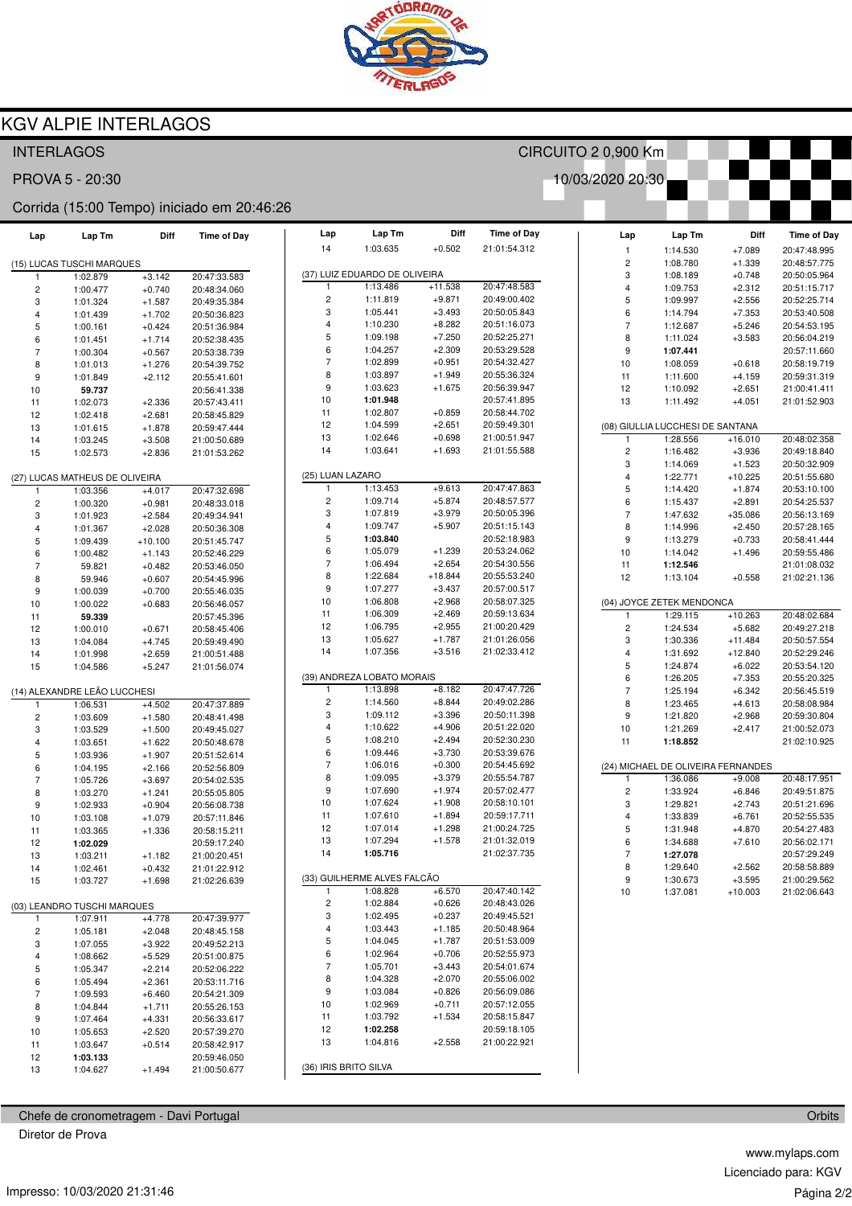# KGV ALPIE INTERLAGOS

INTERLAGOS — CIRCUITO 2 0,900 Km

PROVA 5 - 20:30 — 10/03/2020 20:30

Corrida (15:00 Tempo) iniciado em 20:46:26

(15) LUCAS TUSCHI MARQUES

| Lap | Lap Tm | Diff | Time of Day |
|---|---|---|---|
| 1 | 1:02.879 | +3.142 | 20:47:33.583 |
| 2 | 1:00.477 | +0.740 | 20:48:34.060 |
| 3 | 1:01.324 | +1.587 | 20:49:35.384 |
| 4 | 1:01.439 | +1.702 | 20:50:36.823 |
| 5 | 1:00.161 | +0.424 | 20:51:36.984 |
| 6 | 1:01.451 | +1.714 | 20:52:38.435 |
| 7 | 1:00.304 | +0.567 | 20:53:38.739 |
| 8 | 1:01.013 | +1.276 | 20:54:39.752 |
| 9 | 1:01.849 | +2.112 | 20:55:41.601 |
| 10 | **59.737** | | 20:56:41.338 |
| 11 | 1:02.073 | +2.336 | 20:57:43.411 |
| 12 | 1:02.418 | +2.681 | 20:58:45.829 |
| 13 | 1:01.615 | +1.878 | 20:59:47.444 |
| 14 | 1:03.245 | +3.508 | 21:00:50.689 |
| 15 | 1:02.573 | +2.836 | 21:01:53.262 |

(27) LUCAS MATHEUS DE OLIVEIRA

| Lap | Lap Tm | Diff | Time of Day |
|---|---|---|---|
| 1 | 1:03.356 | +4.017 | 20:47:32.698 |
| 2 | 1:00.320 | +0.981 | 20:48:33.018 |
| 3 | 1:01.923 | +2.584 | 20:49:34.941 |
| 4 | 1:01.367 | +2.028 | 20:50:36.308 |
| 5 | 1:09.439 | +10.100 | 20:51:45.747 |
| 6 | 1:00.482 | +1.143 | 20:52:46.229 |
| 7 | 59.821 | +0.482 | 20:53:46.050 |
| 8 | 59.946 | +0.607 | 20:54:45.996 |
| 9 | 1:00.039 | +0.700 | 20:55:46.035 |
| 10 | 1:00.022 | +0.683 | 20:56:46.057 |
| 11 | **59.339** | | 20:57:45.396 |
| 12 | 1:00.010 | +0.671 | 20:58:45.406 |
| 13 | 1:04.084 | +4.745 | 20:59:49.490 |
| 14 | 1:01.998 | +2.659 | 21:00:51.488 |
| 15 | 1:04.586 | +5.247 | 21:01:56.074 |

(14) ALEXANDRE LEÃO LUCCHESI

| Lap | Lap Tm | Diff | Time of Day |
|---|---|---|---|
| 1 | 1:06.531 | +4.502 | 20:47:37.889 |
| 2 | 1:03.609 | +1.580 | 20:48:41.498 |
| 3 | 1:03.529 | +1.500 | 20:49:45.027 |
| 4 | 1:03.651 | +1.622 | 20:50:48.678 |
| 5 | 1:03.936 | +1.907 | 20:51:52.614 |
| 6 | 1:04.195 | +2.166 | 20:52:56.809 |
| 7 | 1:05.726 | +3.697 | 20:54:02.535 |
| 8 | 1:03.270 | +1.241 | 20:55:05.805 |
| 9 | 1:02.933 | +0.904 | 20:56:08.738 |
| 10 | 1:03.108 | +1.079 | 20:57:11.846 |
| 11 | 1:03.365 | +1.336 | 20:58:15.211 |
| 12 | **1:02.029** | | 20:59:17.240 |
| 13 | 1:03.211 | +1.182 | 21:00:20.451 |
| 14 | 1:02.461 | +0.432 | 21:01:22.912 |
| 15 | 1:03.727 | +1.698 | 21:02:26.639 |

(03) LEANDRO TUSCHI MARQUES

| Lap | Lap Tm | Diff | Time of Day |
|---|---|---|---|
| 1 | 1:07.911 | +4.778 | 20:47:39.977 |
| 2 | 1:05.181 | +2.048 | 20:48:45.158 |
| 3 | 1:07.055 | +3.922 | 20:49:52.213 |
| 4 | 1:08.662 | +5.529 | 20:51:00.875 |
| 5 | 1:05.347 | +2.214 | 20:52:06.222 |
| 6 | 1:05.494 | +2.361 | 20:53:11.716 |
| 7 | 1:09.593 | +6.460 | 20:54:21.309 |
| 8 | 1:04.844 | +1.711 | 20:55:26.153 |
| 9 | 1:07.464 | +4.331 | 20:56:33.617 |
| 10 | 1:05.653 | +2.520 | 20:57:39.270 |
| 11 | 1:03.647 | +0.514 | 20:58:42.917 |
| 12 | **1:03.133** | | 20:59:46.050 |
| 13 | 1:04.627 | +1.494 | 21:00:50.677 |
| 14 | 1:03.635 | +0.502 | 21:01:54.312 |

(37) LUIZ EDUARDO DE OLIVEIRA

| Lap | Lap Tm | Diff | Time of Day |
|---|---|---|---|
| 1 | 1:13.486 | +11.538 | 20:47:48.583 |
| 2 | 1:11.819 | +9.871 | 20:49:00.402 |
| 3 | 1:05.441 | +3.493 | 20:50:05.843 |
| 4 | 1:10.230 | +8.282 | 20:51:16.073 |
| 5 | 1:09.198 | +7.250 | 20:52:25.271 |
| 6 | 1:04.257 | +2.309 | 20:53:29.528 |
| 7 | 1:02.899 | +0.951 | 20:54:32.427 |
| 8 | 1:03.897 | +1.949 | 20:55:36.324 |
| 9 | 1:03.623 | +1.675 | 20:56:39.947 |
| 10 | **1:01.948** | | 20:57:41.895 |
| 11 | 1:02.807 | +0.859 | 20:58:44.702 |
| 12 | 1:04.599 | +2.651 | 20:59:49.301 |
| 13 | 1:02.646 | +0.698 | 21:00:51.947 |
| 14 | 1:03.641 | +1.693 | 21:01:55.588 |

(25) LUAN LAZARO

| Lap | Lap Tm | Diff | Time of Day |
|---|---|---|---|
| 1 | 1:13.453 | +9.613 | 20:47:47.863 |
| 2 | 1:09.714 | +5.874 | 20:48:57.577 |
| 3 | 1:07.819 | +3.979 | 20:50:05.396 |
| 4 | 1:09.747 | +5.907 | 20:51:15.143 |
| 5 | **1:03.840** | | 20:52:18.983 |
| 6 | 1:05.079 | +1.239 | 20:53:24.062 |
| 7 | 1:06.494 | +2.654 | 20:54:30.556 |
| 8 | 1:22.684 | +18.844 | 20:55:53.240 |
| 9 | 1:07.277 | +3.437 | 20:57:00.517 |
| 10 | 1:06.808 | +2.968 | 20:58:07.325 |
| 11 | 1:06.309 | +2.469 | 20:59:13.634 |
| 12 | 1:06.795 | +2.955 | 21:00:20.429 |
| 13 | 1:05.627 | +1.787 | 21:01:26.056 |
| 14 | 1:07.356 | +3.516 | 21:02:33.412 |

(39) ANDREZA LOBATO MORAIS

| Lap | Lap Tm | Diff | Time of Day |
|---|---|---|---|
| 1 | 1:13.898 | +8.182 | 20:47:47.726 |
| 2 | 1:14.560 | +8.844 | 20:49:02.286 |
| 3 | 1:09.112 | +3.396 | 20:50:11.398 |
| 4 | 1:10.622 | +4.906 | 20:51:22.020 |
| 5 | 1:08.210 | +2.494 | 20:52:30.230 |
| 6 | 1:09.446 | +3.730 | 20:53:39.676 |
| 7 | 1:06.016 | +0.300 | 20:54:45.692 |
| 8 | 1:09.095 | +3.379 | 20:55:54.787 |
| 9 | 1:07.690 | +1.974 | 20:57:02.477 |
| 10 | 1:07.624 | +1.908 | 20:58:10.101 |
| 11 | 1:07.610 | +1.894 | 20:59:17.711 |
| 12 | 1:07.014 | +1.298 | 21:00:24.725 |
| 13 | 1:07.294 | +1.578 | 21:01:32.019 |
| 14 | **1:05.716** | | 21:02:37.735 |

(33) GUILHERME ALVES FALCÃO

| Lap | Lap Tm | Diff | Time of Day |
|---|---|---|---|
| 1 | 1:08.828 | +6.570 | 20:47:40.142 |
| 2 | 1:02.884 | +0.626 | 20:48:43.026 |
| 3 | 1:02.495 | +0.237 | 20:49:45.521 |
| 4 | 1:03.443 | +1.185 | 20:50:48.964 |
| 5 | 1:04.045 | +1.787 | 20:51:53.009 |
| 6 | 1:02.964 | +0.706 | 20:52:55.973 |
| 7 | 1:05.701 | +3.443 | 20:54:01.674 |
| 8 | 1:04.328 | +2.070 | 20:55:06.002 |
| 9 | 1:03.084 | +0.826 | 20:56:09.086 |
| 10 | 1:02.969 | +0.711 | 20:57:12.055 |
| 11 | 1:03.792 | +1.534 | 20:58:15.847 |
| 12 | **1:02.258** | | 20:59:18.105 |
| 13 | 1:04.816 | +2.558 | 21:00:22.921 |

(36) IRIS BRITO SILVA

| Lap | Lap Tm | Diff | Time of Day |
|---|---|---|---|
| 1 | 1:14.530 | +7.089 | 20:47:48.995 |
| 2 | 1:08.780 | +1.339 | 20:48:57.775 |
| 3 | 1:08.189 | +0.748 | 20:50:05.964 |
| 4 | 1:09.753 | +2.312 | 20:51:15.717 |
| 5 | 1:09.997 | +2.556 | 20:52:25.714 |
| 6 | 1:14.794 | +7.353 | 20:53:40.508 |
| 7 | 1:12.687 | +5.246 | 20:54:53.195 |
| 8 | 1:11.024 | +3.583 | 20:56:04.219 |
| 9 | **1:07.441** | | 20:57:11.660 |
| 10 | 1:08.059 | +0.618 | 20:58:19.719 |
| 11 | 1:11.600 | +4.159 | 20:59:31.319 |
| 12 | 1:10.092 | +2.651 | 21:00:41.411 |
| 13 | 1:11.492 | +4.051 | 21:01:52.903 |

(08) GIULLIA LUCCHESI DE SANTANA

| Lap | Lap Tm | Diff | Time of Day |
|---|---|---|---|
| 1 | 1:28.556 | +16.010 | 20:48:02.358 |
| 2 | 1:16.482 | +3.936 | 20:49:18.840 |
| 3 | 1:14.069 | +1.523 | 20:50:32.909 |
| 4 | 1:22.771 | +10.225 | 20:51:55.680 |
| 5 | 1:14.420 | +1.874 | 20:53:10.100 |
| 6 | 1:15.437 | +2.891 | 20:54:25.537 |
| 7 | 1:47.632 | +35.086 | 20:56:13.169 |
| 8 | 1:14.996 | +2.450 | 20:57:28.165 |
| 9 | 1:13.279 | +0.733 | 20:58:41.444 |
| 10 | 1:14.042 | +1.496 | 20:59:55.486 |
| 11 | **1:12.546** | | 21:01:08.032 |
| 12 | 1:13.104 | +0.558 | 21:02:21.136 |

(04) JOYCE ZETEK MENDONCA

| Lap | Lap Tm | Diff | Time of Day |
|---|---|---|---|
| 1 | 1:29.115 | +10.263 | 20:48:02.684 |
| 2 | 1:24.534 | +5.682 | 20:49:27.218 |
| 3 | 1:30.336 | +11.484 | 20:50:57.554 |
| 4 | 1:31.692 | +12.840 | 20:52:29.246 |
| 5 | 1:24.874 | +6.022 | 20:53:54.120 |
| 6 | 1:26.205 | +7.353 | 20:55:20.325 |
| 7 | 1:25.194 | +6.342 | 20:56:45.519 |
| 8 | 1:23.465 | +4.613 | 20:58:08.984 |
| 9 | 1:21.820 | +2.968 | 20:59:30.804 |
| 10 | 1:21.269 | +2.417 | 21:00:52.073 |
| 11 | **1:18.852** | | 21:02:10.925 |

(24) MICHAEL DE OLIVEIRA FERNANDES

| Lap | Lap Tm | Diff | Time of Day |
|---|---|---|---|
| 1 | 1:36.086 | +9.008 | 20:48:17.951 |
| 2 | 1:33.924 | +6.846 | 20:49:51.875 |
| 3 | 1:29.821 | +2.743 | 20:51:21.696 |
| 4 | 1:33.839 | +6.761 | 20:52:55.535 |
| 5 | 1:31.948 | +4.870 | 20:54:27.483 |
| 6 | 1:34.688 | +7.610 | 20:56:02.171 |
| 7 | **1:27.078** | | 20:57:29.249 |
| 8 | 1:29.640 | +2.562 | 20:58:58.889 |
| 9 | 1:30.673 | +3.595 | 21:00:29.562 |
| 10 | 1:37.081 | +10.003 | 21:02:06.643 |

Chefe de cronometragem - Davi Portugal — Orbits

Diretor de Prova

www.mylaps.com

Licenciado para: KGV

Impresso: 10/03/2020 21:31:46